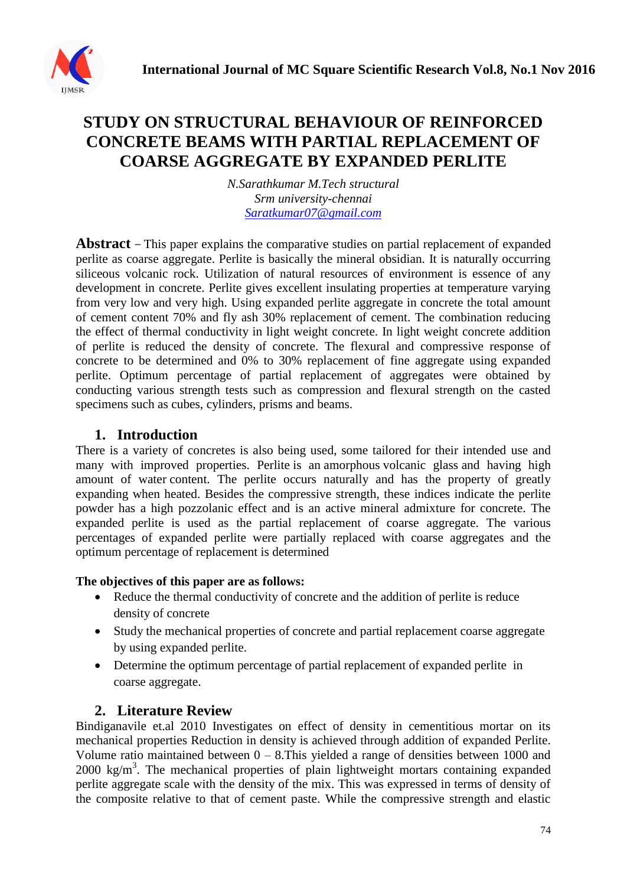# STUDY ON STRUCTURAL BEHAVIOUR OF REINFORCED CONCRETE BEAMS WITH PARTIAL REPLACEMENT OF COARSE AGGREGATE BY EXPANDED PERLITE

*N.Sarathkumar M.Tech structural*
*Srm university-chennai*
*Saratkumar07@gmail.com*

**Abstract** – This paper explains the comparative studies on partial replacement of expanded perlite as coarse aggregate. Perlite is basically the mineral obsidian. It is naturally occurring siliceous volcanic rock. Utilization of natural resources of environment is essence of any development in concrete. Perlite gives excellent insulating properties at temperature varying from very low and very high. Using expanded perlite aggregate in concrete the total amount of cement content 70% and fly ash 30% replacement of cement. The combination reducing the effect of thermal conductivity in light weight concrete. In light weight concrete addition of perlite is reduced the density of concrete. The flexural and compressive response of concrete to be determined and 0% to 30% replacement of fine aggregate using expanded perlite. Optimum percentage of partial replacement of aggregates were obtained by conducting various strength tests such as compression and flexural strength on the casted specimens such as cubes, cylinders, prisms and beams.

## 1. Introduction

There is a variety of concretes is also being used, some tailored for their intended use and many with improved properties. Perlite is an amorphous volcanic glass and having high amount of water content. The perlite occurs naturally and has the property of greatly expanding when heated. Besides the compressive strength, these indices indicate the perlite powder has a high pozzolanic effect and is an active mineral admixture for concrete. The expanded perlite is used as the partial replacement of coarse aggregate. The various percentages of expanded perlite were partially replaced with coarse aggregates and the optimum percentage of replacement is determined

**The objectives of this paper are as follows:**

- Reduce the thermal conductivity of concrete and the addition of perlite is reduce density of concrete
- Study the mechanical properties of concrete and partial replacement coarse aggregate by using expanded perlite.
- Determine the optimum percentage of partial replacement of expanded perlite in coarse aggregate.

## 2. Literature Review

Bindiganavile et.al 2010 Investigates on effect of density in cementitious mortar on its mechanical properties Reduction in density is achieved through addition of expanded Perlite. Volume ratio maintained between 0 – 8.This yielded a range of densities between 1000 and 2000 kg/m$^3$. The mechanical properties of plain lightweight mortars containing expanded perlite aggregate scale with the density of the mix. This was expressed in terms of density of the composite relative to that of cement paste. While the compressive strength and elastic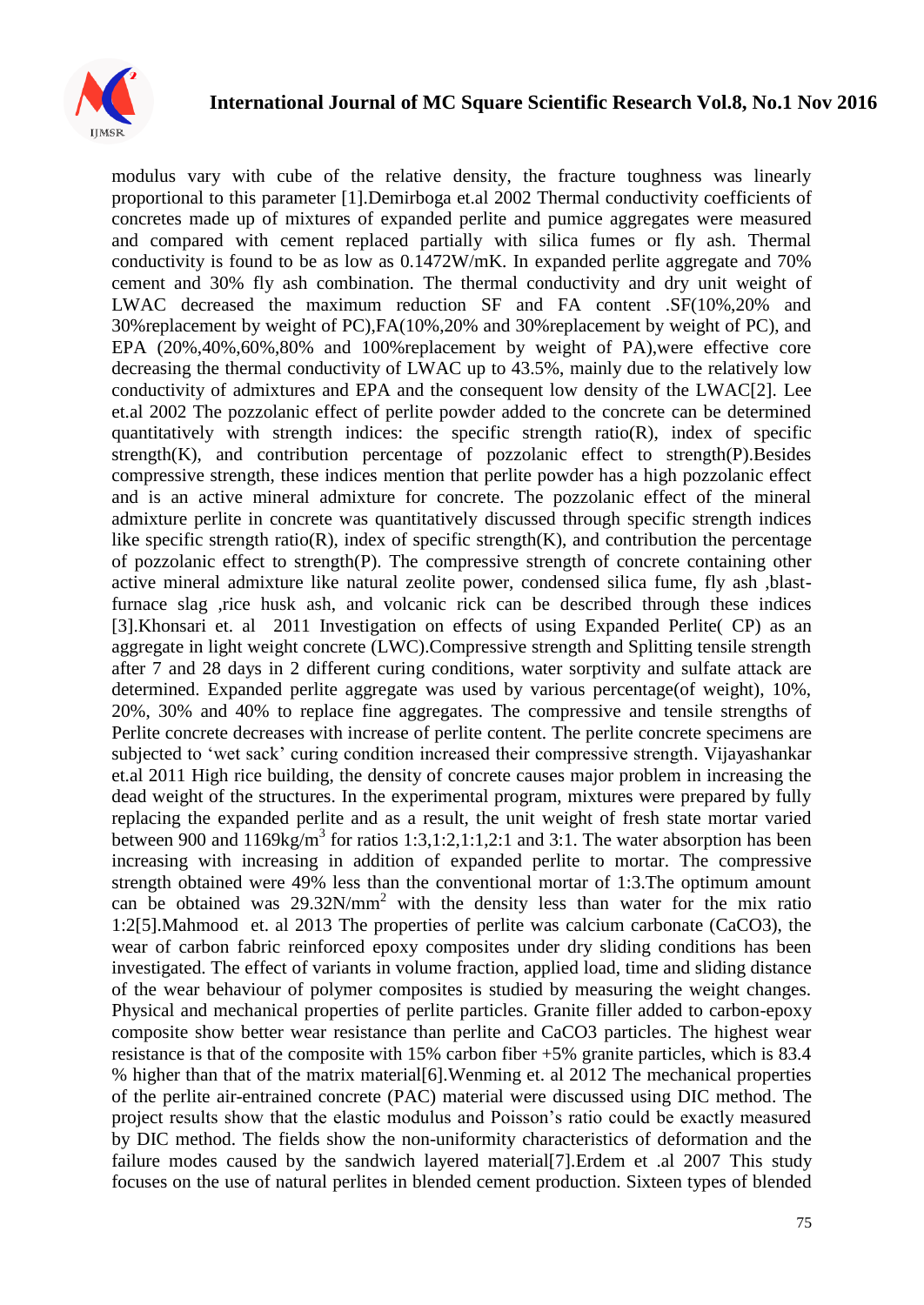modulus vary with cube of the relative density, the fracture toughness was linearly proportional to this parameter [1].Demirboga et.al 2002 Thermal conductivity coefficients of concretes made up of mixtures of expanded perlite and pumice aggregates were measured and compared with cement replaced partially with silica fumes or fly ash. Thermal conductivity is found to be as low as 0.1472W/mK. In expanded perlite aggregate and 70% cement and 30% fly ash combination. The thermal conductivity and dry unit weight of LWAC decreased the maximum reduction SF and FA content .SF(10%,20% and 30%replacement by weight of PC),FA(10%,20% and 30%replacement by weight of PC), and EPA (20%,40%,60%,80% and 100%replacement by weight of PA),were effective core decreasing the thermal conductivity of LWAC up to 43.5%, mainly due to the relatively low conductivity of admixtures and EPA and the consequent low density of the LWAC[2]. Lee et.al 2002 The pozzolanic effect of perlite powder added to the concrete can be determined quantitatively with strength indices: the specific strength ratio(R), index of specific strength(K), and contribution percentage of pozzolanic effect to strength(P).Besides compressive strength, these indices mention that perlite powder has a high pozzolanic effect and is an active mineral admixture for concrete. The pozzolanic effect of the mineral admixture perlite in concrete was quantitatively discussed through specific strength indices like specific strength ratio(R), index of specific strength(K), and contribution the percentage of pozzolanic effect to strength(P). The compressive strength of concrete containing other active mineral admixture like natural zeolite power, condensed silica fume, fly ash ,blast-furnace slag ,rice husk ash, and volcanic rick can be described through these indices [3].Khonsari et. al 2011 Investigation on effects of using Expanded Perlite( CP) as an aggregate in light weight concrete (LWC).Compressive strength and Splitting tensile strength after 7 and 28 days in 2 different curing conditions, water sorptivity and sulfate attack are determined. Expanded perlite aggregate was used by various percentage(of weight), 10%, 20%, 30% and 40% to replace fine aggregates. The compressive and tensile strengths of Perlite concrete decreases with increase of perlite content. The perlite concrete specimens are subjected to 'wet sack' curing condition increased their compressive strength. Vijayashankar et.al 2011 High rice building, the density of concrete causes major problem in increasing the dead weight of the structures. In the experimental program, mixtures were prepared by fully replacing the expanded perlite and as a result, the unit weight of fresh state mortar varied between 900 and 1169kg/m$^3$ for ratios 1:3,1:2,1:1,2:1 and 3:1. The water absorption has been increasing with increasing in addition of expanded perlite to mortar. The compressive strength obtained were 49% less than the conventional mortar of 1:3.The optimum amount can be obtained was 29.32N/mm$^2$ with the density less than water for the mix ratio 1:2[5].Mahmood et. al 2013 The properties of perlite was calcium carbonate ($CaCO_3$), the wear of carbon fabric reinforced epoxy composites under dry sliding conditions has been investigated. The effect of variants in volume fraction, applied load, time and sliding distance of the wear behaviour of polymer composites is studied by measuring the weight changes. Physical and mechanical properties of perlite particles. Granite filler added to carbon-epoxy composite show better wear resistance than perlite and $CaCO_3$ particles. The highest wear resistance is that of the composite with 15% carbon fiber +5% granite particles, which is 83.4 % higher than that of the matrix material[6].Wenming et. al 2012 The mechanical properties of the perlite air-entrained concrete (PAC) material were discussed using DIC method. The project results show that the elastic modulus and Poisson's ratio could be exactly measured by DIC method. The fields show the non-uniformity characteristics of deformation and the failure modes caused by the sandwich layered material[7].Erdem et .al 2007 This study focuses on the use of natural perlites in blended cement production. Sixteen types of blended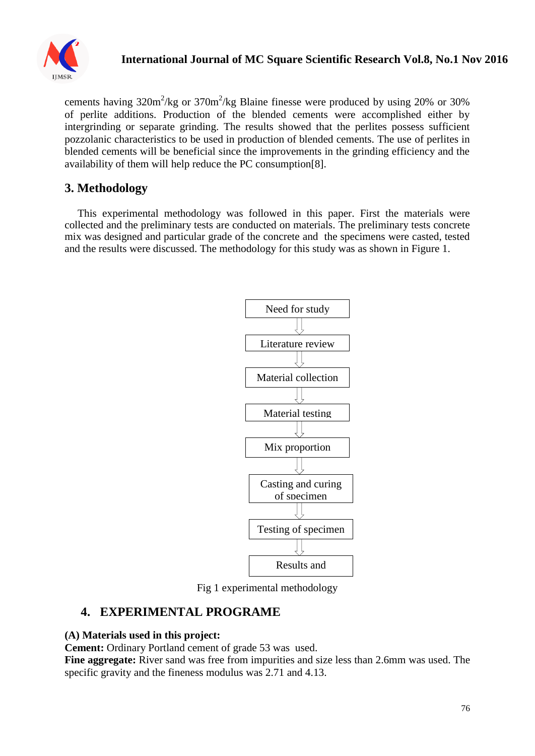cements having 320m$^2$/kg or 370m$^2$/kg Blaine finesse were produced by using 20% or 30% of perlite additions. Production of the blended cements were accomplished either by intergrinding or separate grinding. The results showed that the perlites possess sufficient pozzolanic characteristics to be used in production of blended cements. The use of perlites in blended cements will be beneficial since the improvements in the grinding efficiency and the availability of them will help reduce the PC consumption[8].

## 3. Methodology

This experimental methodology was followed in this paper. First the materials were collected and the preliminary tests are conducted on materials. The preliminary tests concrete mix was designed and particular grade of the concrete and the specimens were casted, tested and the results were discussed. The methodology for this study was as shown in Figure 1.

Need for study
↓
Literature review
↓
Material collection
↓
Material testing
↓
Mix proportion
↓
Casting and curing of specimen
↓
Testing of specimen
↓
Results and

Fig 1 experimental methodology

## 4. EXPERIMENTAL PROGRAME

**(A) Materials used in this project:**

**Cement:** Ordinary Portland cement of grade 53 was used.

**Fine aggregate:** River sand was free from impurities and size less than 2.6mm was used. The specific gravity and the fineness modulus was 2.71 and 4.13.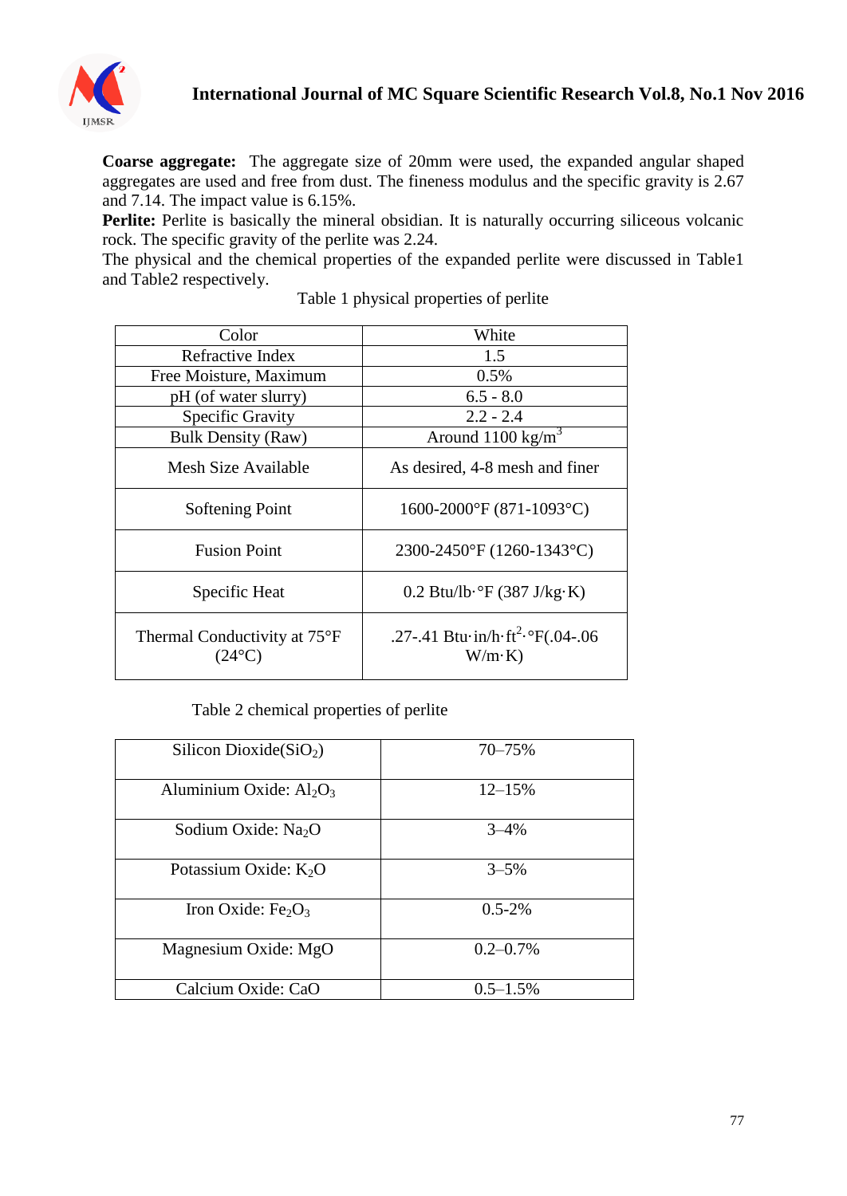**Coarse aggregate:** The aggregate size of 20mm were used, the expanded angular shaped aggregates are used and free from dust. The fineness modulus and the specific gravity is 2.67 and 7.14. The impact value is 6.15%.

**Perlite:** Perlite is basically the mineral obsidian. It is naturally occurring siliceous volcanic rock. The specific gravity of the perlite was 2.24.

The physical and the chemical properties of the expanded perlite were discussed in Table1 and Table2 respectively.

Table 1 physical properties of perlite

| Color | White |
|---|---|
| Refractive Index | 1.5 |
| Free Moisture, Maximum | 0.5% |
| pH (of water slurry) | 6.5 - 8.0 |
| Specific Gravity | 2.2 - 2.4 |
| Bulk Density (Raw) | Around 1100 kg/m$^3$ |
| Mesh Size Available | As desired, 4-8 mesh and finer |
| Softening Point | 1600-2000°F (871-1093°C) |
| Fusion Point | 2300-2450°F (1260-1343°C) |
| Specific Heat | 0.2 Btu/lb·°F (387 J/kg·K) |
| Thermal Conductivity at 75°F (24°C) | .27-.41 Btu·in/h·ft$^2$·°F(.04-.06 W/m·K) |

Table 2 chemical properties of perlite

| Silicon Dioxide($SiO_2$) | 70–75% |
|---|---|
| Aluminium Oxide: $Al_2O_3$ | 12–15% |
| Sodium Oxide: $Na_2O$ | 3–4% |
| Potassium Oxide: $K_2O$ | 3–5% |
| Iron Oxide: $Fe_2O_3$ | 0.5-2% |
| Magnesium Oxide: MgO | 0.2–0.7% |
| Calcium Oxide: CaO | 0.5–1.5% |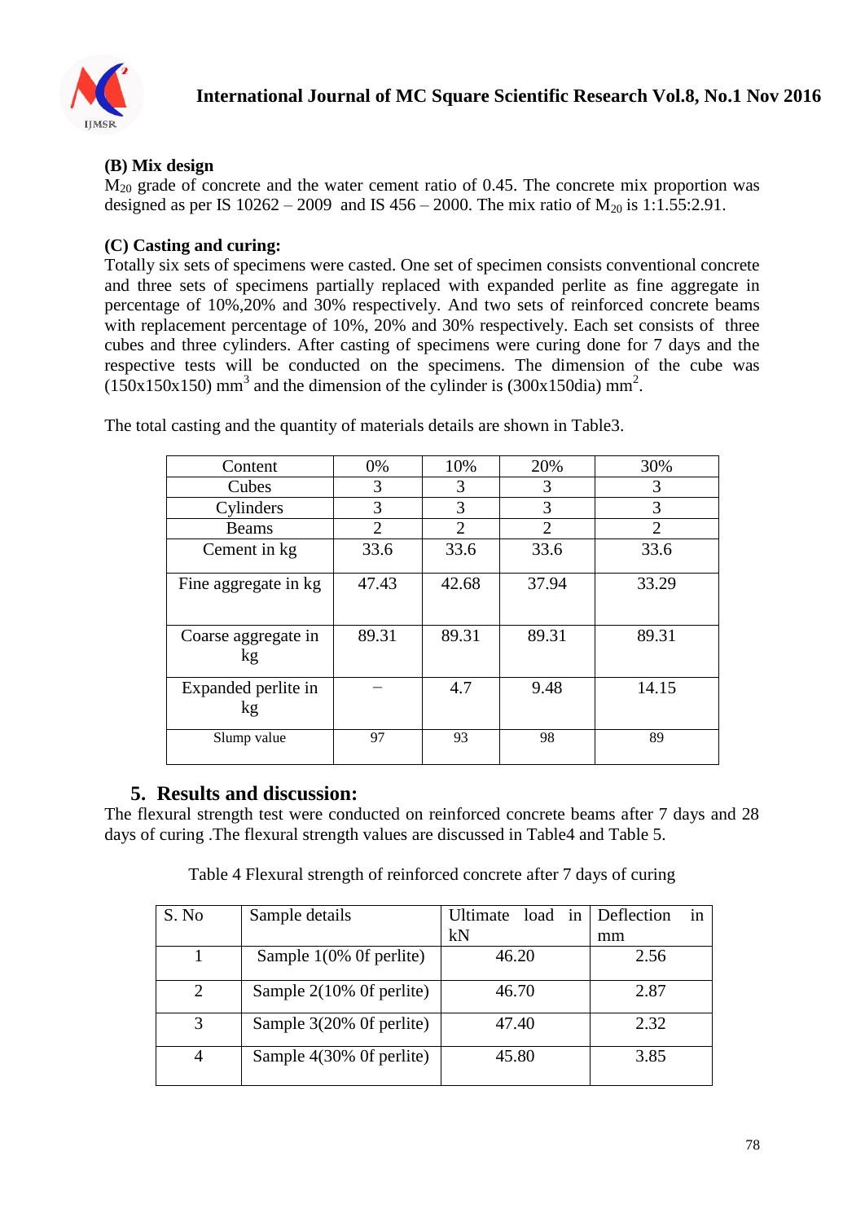### (B) Mix design

$M_{20}$ grade of concrete and the water cement ratio of 0.45. The concrete mix proportion was designed as per IS 10262 – 2009 and IS 456 – 2000. The mix ratio of $M_{20}$ is 1:1.55:2.91.

### (C) Casting and curing:

Totally six sets of specimens were casted. One set of specimen consists conventional concrete and three sets of specimens partially replaced with expanded perlite as fine aggregate in percentage of 10%,20% and 30% respectively. And two sets of reinforced concrete beams with replacement percentage of 10%, 20% and 30% respectively. Each set consists of three cubes and three cylinders. After casting of specimens were curing done for 7 days and the respective tests will be conducted on the specimens. The dimension of the cube was (150x150x150) $mm^3$ and the dimension of the cylinder is (300x150dia) $mm^2$.

The total casting and the quantity of materials details are shown in Table3.

| Content | 0% | 10% | 20% | 30% |
|---|---|---|---|---|
| Cubes | 3 | 3 | 3 | 3 |
| Cylinders | 3 | 3 | 3 | 3 |
| Beams | 2 | 2 | 2 | 2 |
| Cement in kg | 33.6 | 33.6 | 33.6 | 33.6 |
| Fine aggregate in kg | 47.43 | 42.68 | 37.94 | 33.29 |
| Coarse aggregate in kg | 89.31 | 89.31 | 89.31 | 89.31 |
| Expanded perlite in kg | – | 4.7 | 9.48 | 14.15 |
| Slump value | 97 | 93 | 98 | 89 |

## 5. Results and discussion:

The flexural strength test were conducted on reinforced concrete beams after 7 days and 28 days of curing .The flexural strength values are discussed in Table4 and Table 5.

Table 4 Flexural strength of reinforced concrete after 7 days of curing

| S. No | Sample details | Ultimate load in kN | Deflection in mm |
|---|---|---|---|
| 1 | Sample 1(0% 0f perlite) | 46.20 | 2.56 |
| 2 | Sample 2(10% 0f perlite) | 46.70 | 2.87 |
| 3 | Sample 3(20% 0f perlite) | 47.40 | 2.32 |
| 4 | Sample 4(30% 0f perlite) | 45.80 | 3.85 |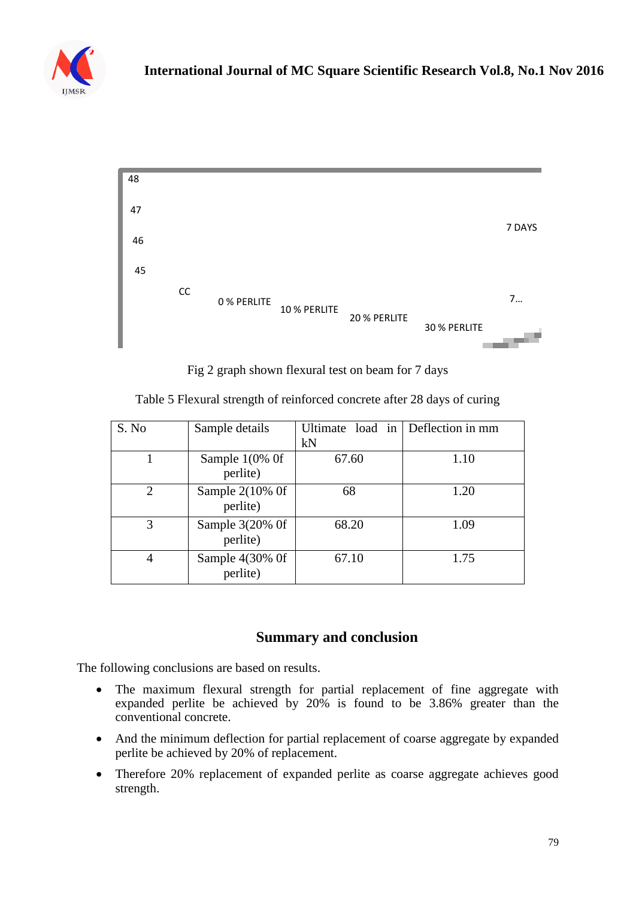48

47

46

45

7 DAYS

CC

0 % PERLITE

10 % PERLITE

20 % PERLITE

30 % PERLITE

7...

Fig 2 graph shown flexural test on beam for 7 days

Table 5 Flexural strength of reinforced concrete after 28 days of curing

| S. No | Sample details | Ultimate load in kN | Deflection in mm |
|---|---|---|---|
| 1 | Sample 1(0% 0f perlite) | 67.60 | 1.10 |
| 2 | Sample 2(10% 0f perlite) | 68 | 1.20 |
| 3 | Sample 3(20% 0f perlite) | 68.20 | 1.09 |
| 4 | Sample 4(30% 0f perlite) | 67.10 | 1.75 |

## Summary and conclusion

The following conclusions are based on results.

- The maximum flexural strength for partial replacement of fine aggregate with expanded perlite be achieved by 20% is found to be 3.86% greater than the conventional concrete.
- And the minimum deflection for partial replacement of coarse aggregate by expanded perlite be achieved by 20% of replacement.
- Therefore 20% replacement of expanded perlite as coarse aggregate achieves good strength.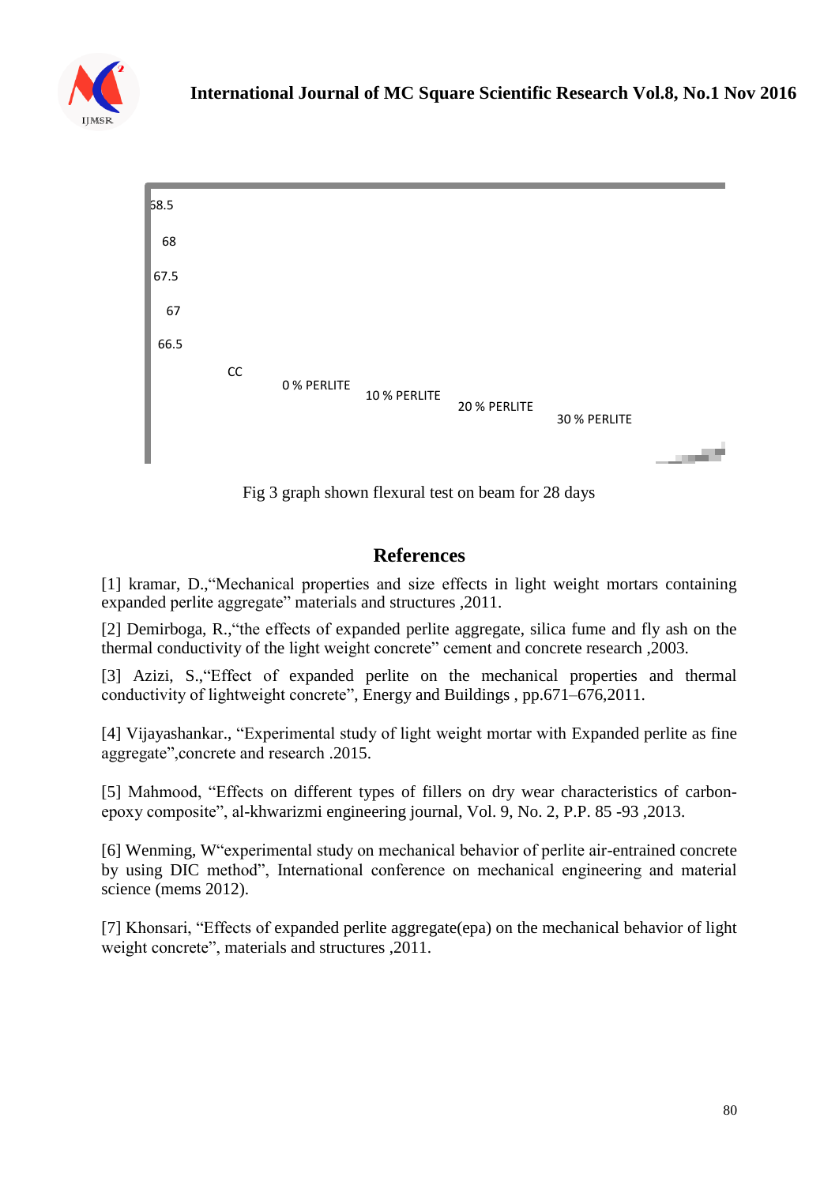68.5

68

67.5

67

66.5

CC

0 % PERLITE

10 % PERLITE

20 % PERLITE

30 % PERLITE

Fig 3 graph shown flexural test on beam for 28 days

## References

[1] kramar, D.,"Mechanical properties and size effects in light weight mortars containing expanded perlite aggregate" materials and structures ,2011.

[2] Demirboga, R.,"the effects of expanded perlite aggregate, silica fume and fly ash on the thermal conductivity of the light weight concrete" cement and concrete research ,2003.

[3] Azizi, S.,"Effect of expanded perlite on the mechanical properties and thermal conductivity of lightweight concrete", Energy and Buildings , pp.671–676,2011.

[4] Vijayashankar., "Experimental study of light weight mortar with Expanded perlite as fine aggregate",concrete and research .2015.

[5] Mahmood, "Effects on different types of fillers on dry wear characteristics of carbon-epoxy composite", al-khwarizmi engineering journal, Vol. 9, No. 2, P.P. 85 -93 ,2013.

[6] Wenming, W"experimental study on mechanical behavior of perlite air-entrained concrete by using DIC method", International conference on mechanical engineering and material science (mems 2012).

[7] Khonsari, "Effects of expanded perlite aggregate(epa) on the mechanical behavior of light weight concrete", materials and structures ,2011.